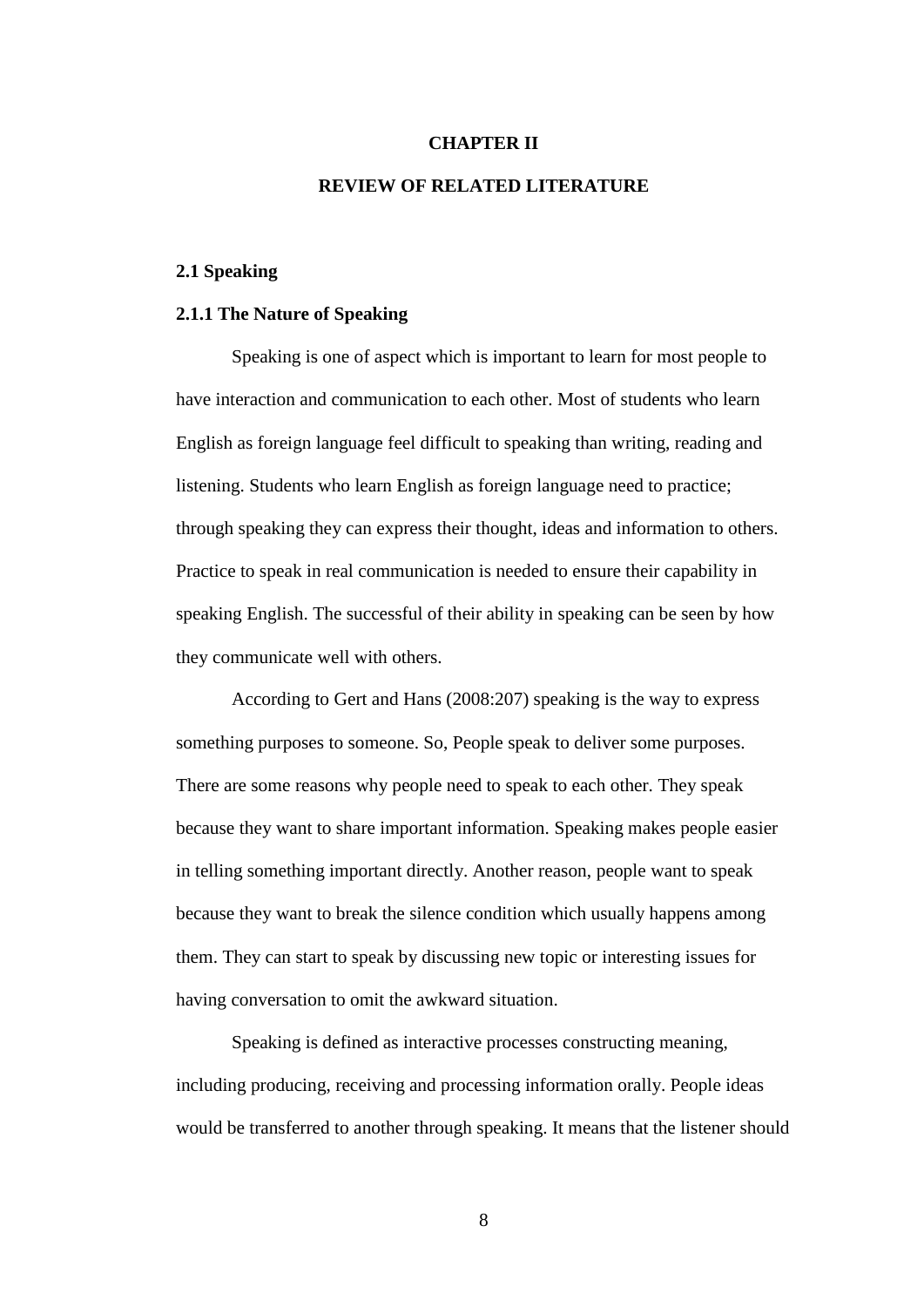# CHAPTER II

# REVIEW OF RELATED LITERATURE

## 2.1 Speaking

### 2.1.1 The Nature of Speaking

Speaking is one of aspect which is important to learn for most people to have interaction and communication to each other. Most of students who learn English as foreign language feel difficult to speaking than writing, reading and listening. Students who learn English as foreign language need to practice; through speaking they can express their thought, ideas and information to others. Practice to speak in real communication is needed to ensure their capability in speaking English. The successful of their ability in speaking can be seen by how they communicate well with others.

According to Gert and Hans (2008:207) speaking is the way to express something purposes to someone. So, People speak to deliver some purposes. There are some reasons why people need to speak to each other. They speak because they want to share important information. Speaking makes people easier in telling something important directly. Another reason, people want to speak because they want to break the silence condition which usually happens among them. They can start to speak by discussing new topic or interesting issues for having conversation to omit the awkward situation.

Speaking is defined as interactive processes constructing meaning, including producing, receiving and processing information orally. People ideas would be transferred to another through speaking. It means that the listener should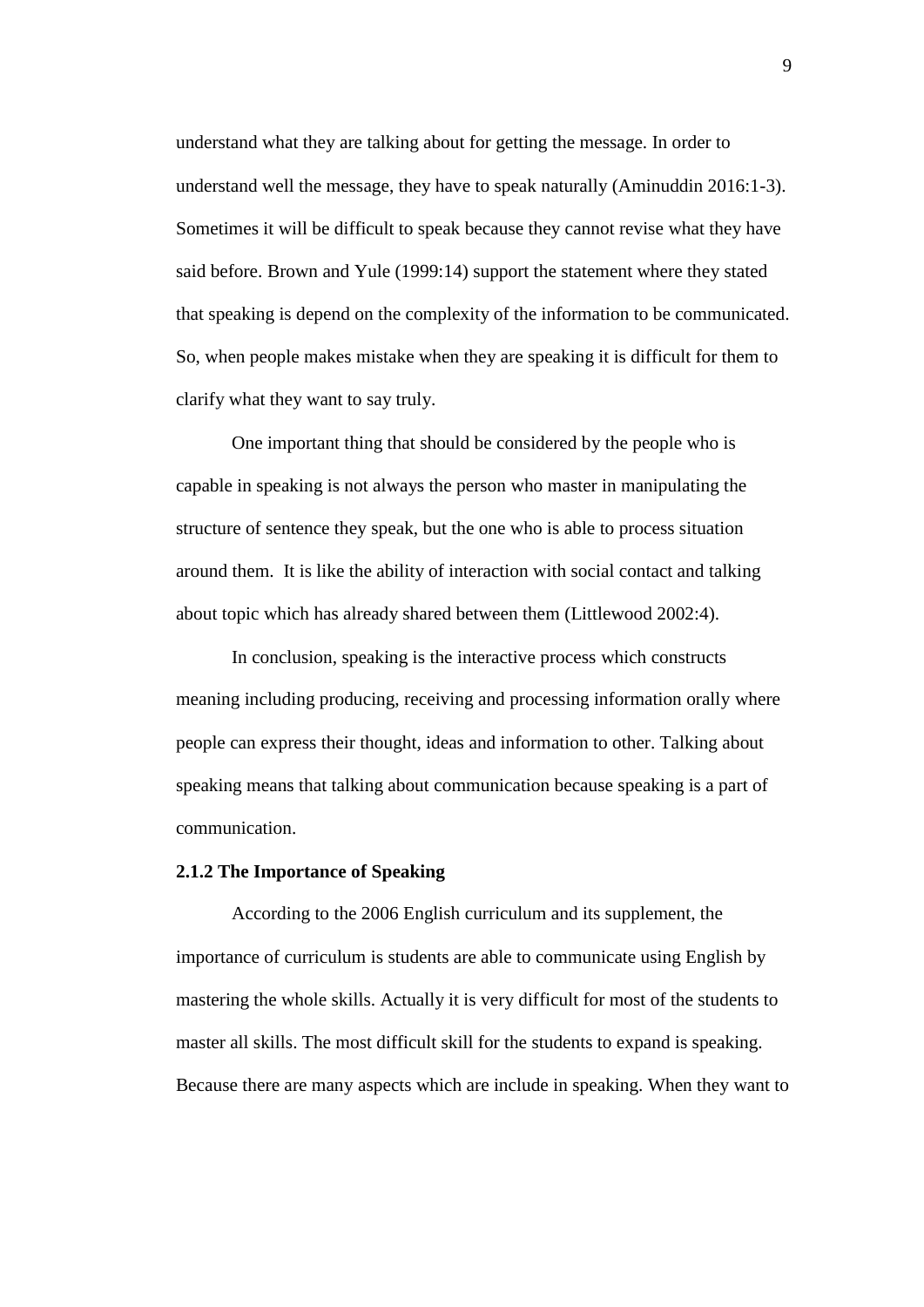understand what they are talking about for getting the message. In order to understand well the message, they have to speak naturally (Aminuddin 2016:1-3). Sometimes it will be difficult to speak because they cannot revise what they have said before. Brown and Yule (1999:14) support the statement where they stated that speaking is depend on the complexity of the information to be communicated. So, when people makes mistake when they are speaking it is difficult for them to clarify what they want to say truly.

One important thing that should be considered by the people who is capable in speaking is not always the person who master in manipulating the structure of sentence they speak, but the one who is able to process situation around them. It is like the ability of interaction with social contact and talking about topic which has already shared between them (Littlewood 2002:4).

In conclusion, speaking is the interactive process which constructs meaning including producing, receiving and processing information orally where people can express their thought, ideas and information to other. Talking about speaking means that talking about communication because speaking is a part of communication.

### 2.1.2 The Importance of Speaking

According to the 2006 English curriculum and its supplement, the importance of curriculum is students are able to communicate using English by mastering the whole skills. Actually it is very difficult for most of the students to master all skills. The most difficult skill for the students to expand is speaking. Because there are many aspects which are include in speaking. When they want to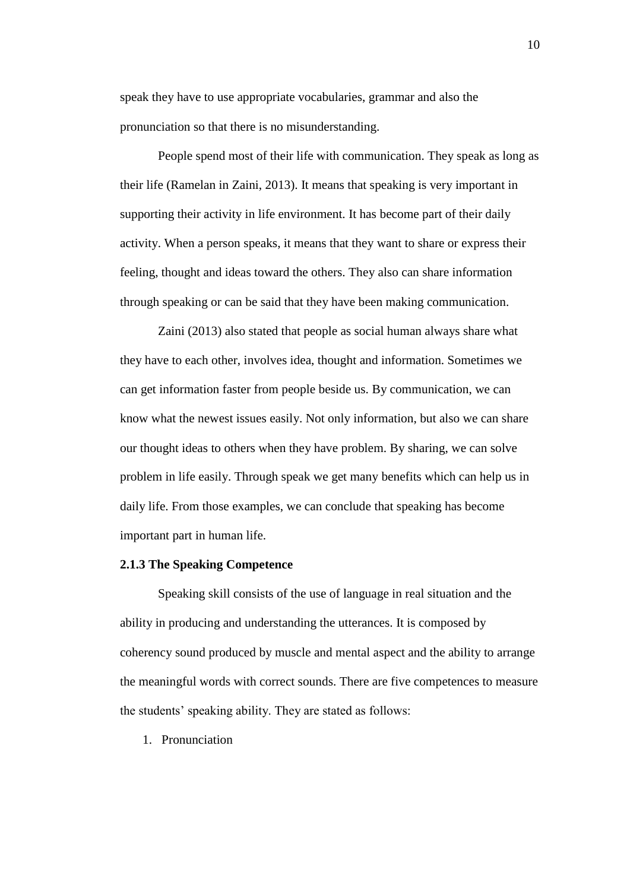speak they have to use appropriate vocabularies, grammar and also the pronunciation so that there is no misunderstanding.

People spend most of their life with communication. They speak as long as their life (Ramelan in Zaini, 2013). It means that speaking is very important in supporting their activity in life environment. It has become part of their daily activity. When a person speaks, it means that they want to share or express their feeling, thought and ideas toward the others. They also can share information through speaking or can be said that they have been making communication.

Zaini (2013) also stated that people as social human always share what they have to each other, involves idea, thought and information. Sometimes we can get information faster from people beside us. By communication, we can know what the newest issues easily. Not only information, but also we can share our thought ideas to others when they have problem. By sharing, we can solve problem in life easily. Through speak we get many benefits which can help us in daily life. From those examples, we can conclude that speaking has become important part in human life.

### 2.1.3 The Speaking Competence

Speaking skill consists of the use of language in real situation and the ability in producing and understanding the utterances. It is composed by coherency sound produced by muscle and mental aspect and the ability to arrange the meaningful words with correct sounds. There are five competences to measure the students' speaking ability. They are stated as follows:

1. Pronunciation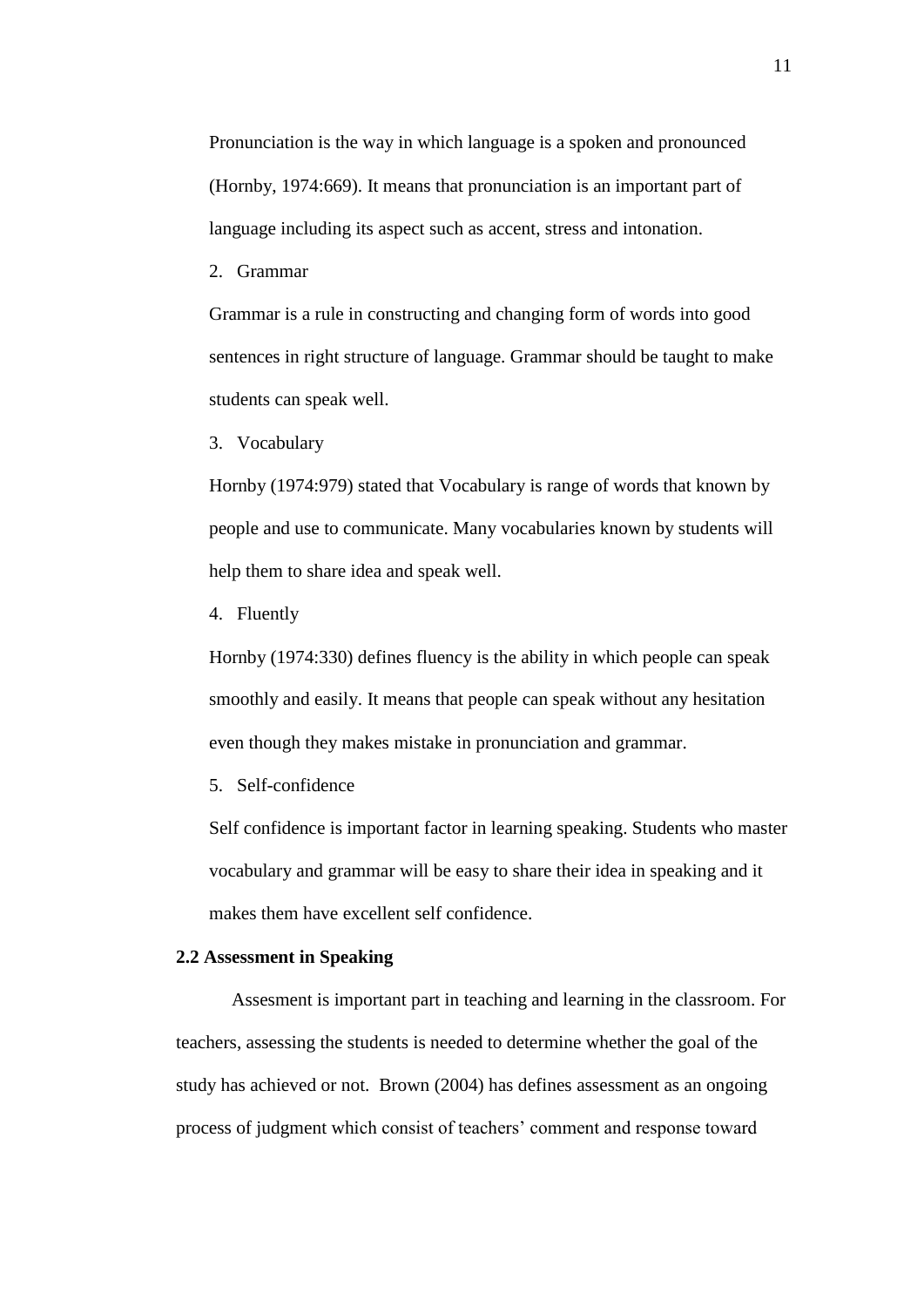Pronunciation is the way in which language is a spoken and pronounced (Hornby, 1974:669). It means that pronunciation is an important part of language including its aspect such as accent, stress and intonation.

2. Grammar

Grammar is a rule in constructing and changing form of words into good sentences in right structure of language. Grammar should be taught to make students can speak well.

3. Vocabulary

Hornby (1974:979) stated that Vocabulary is range of words that known by people and use to communicate. Many vocabularies known by students will help them to share idea and speak well.

4. Fluently

Hornby (1974:330) defines fluency is the ability in which people can speak smoothly and easily. It means that people can speak without any hesitation even though they makes mistake in pronunciation and grammar.

5. Self-confidence

Self confidence is important factor in learning speaking. Students who master vocabulary and grammar will be easy to share their idea in speaking and it makes them have excellent self confidence.

**2.2 Assessment in Speaking**

Assesment is important part in teaching and learning in the classroom. For teachers, assessing the students is needed to determine whether the goal of the study has achieved or not. Brown (2004) has defines assessment as an ongoing process of judgment which consist of teachers' comment and response toward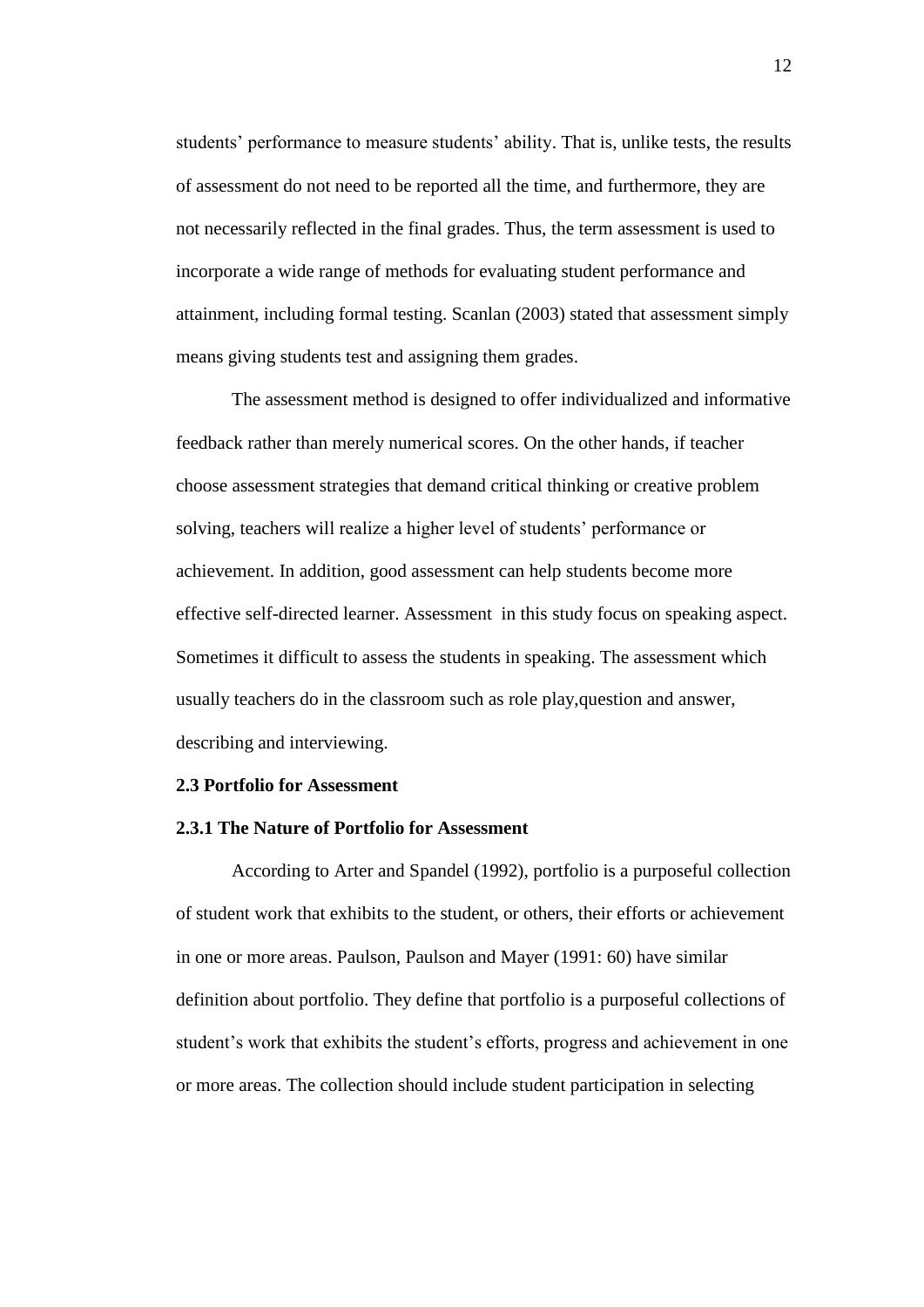students' performance to measure students' ability. That is, unlike tests, the results of assessment do not need to be reported all the time, and furthermore, they are not necessarily reflected in the final grades. Thus, the term assessment is used to incorporate a wide range of methods for evaluating student performance and attainment, including formal testing. Scanlan (2003) stated that assessment simply means giving students test and assigning them grades.

The assessment method is designed to offer individualized and informative feedback rather than merely numerical scores. On the other hands, if teacher choose assessment strategies that demand critical thinking or creative problem solving, teachers will realize a higher level of students' performance or achievement. In addition, good assessment can help students become more effective self-directed learner. Assessment  in this study focus on speaking aspect. Sometimes it difficult to assess the students in speaking. The assessment which usually teachers do in the classroom such as role play,question and answer, describing and interviewing.

### 2.3 Portfolio for Assessment

#### 2.3.1 The Nature of Portfolio for Assessment

According to Arter and Spandel (1992), portfolio is a purposeful collection of student work that exhibits to the student, or others, their efforts or achievement in one or more areas. Paulson, Paulson and Mayer (1991: 60) have similar definition about portfolio. They define that portfolio is a purposeful collections of student's work that exhibits the student's efforts, progress and achievement in one or more areas. The collection should include student participation in selecting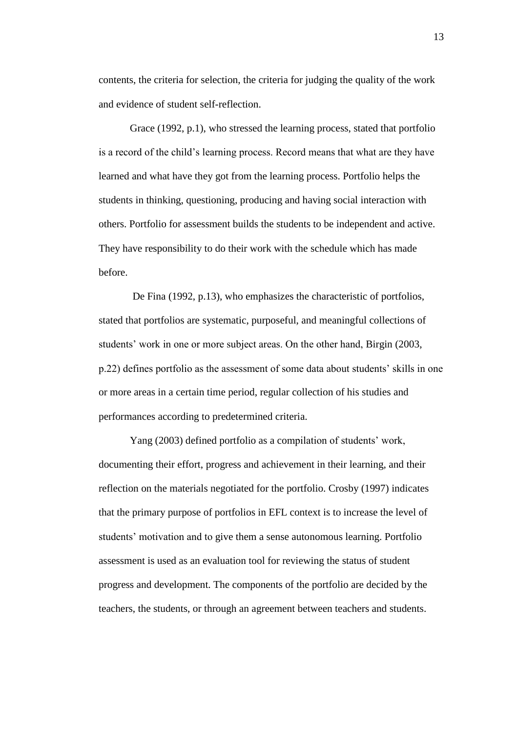contents, the criteria for selection, the criteria for judging the quality of the work and evidence of student self-reflection.

Grace (1992, p.1), who stressed the learning process, stated that portfolio is a record of the child's learning process. Record means that what are they have learned and what have they got from the learning process. Portfolio helps the students in thinking, questioning, producing and having social interaction with others. Portfolio for assessment builds the students to be independent and active. They have responsibility to do their work with the schedule which has made before.

De Fina (1992, p.13), who emphasizes the characteristic of portfolios, stated that portfolios are systematic, purposeful, and meaningful collections of students' work in one or more subject areas. On the other hand, Birgin (2003, p.22) defines portfolio as the assessment of some data about students' skills in one or more areas in a certain time period, regular collection of his studies and performances according to predetermined criteria.

Yang (2003) defined portfolio as a compilation of students' work, documenting their effort, progress and achievement in their learning, and their reflection on the materials negotiated for the portfolio. Crosby (1997) indicates that the primary purpose of portfolios in EFL context is to increase the level of students' motivation and to give them a sense autonomous learning. Portfolio assessment is used as an evaluation tool for reviewing the status of student progress and development. The components of the portfolio are decided by the teachers, the students, or through an agreement between teachers and students.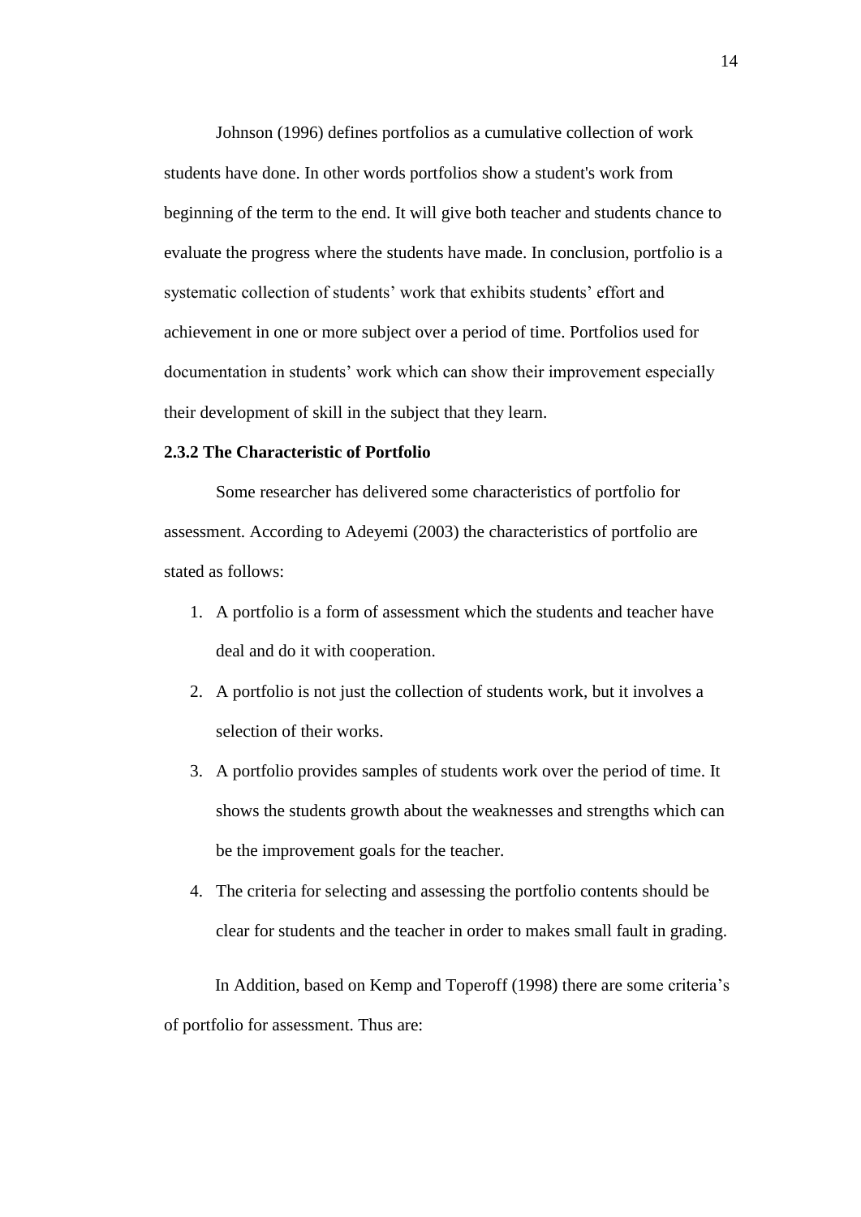Johnson (1996) defines portfolios as a cumulative collection of work students have done. In other words portfolios show a student's work from beginning of the term to the end. It will give both teacher and students chance to evaluate the progress where the students have made. In conclusion, portfolio is a systematic collection of students' work that exhibits students' effort and achievement in one or more subject over a period of time. Portfolios used for documentation in students' work which can show their improvement especially their development of skill in the subject that they learn.

### 2.3.2 The Characteristic of Portfolio

Some researcher has delivered some characteristics of portfolio for assessment. According to Adeyemi (2003) the characteristics of portfolio are stated as follows:

1. A portfolio is a form of assessment which the students and teacher have deal and do it with cooperation.
2. A portfolio is not just the collection of students work, but it involves a selection of their works.
3. A portfolio provides samples of students work over the period of time. It shows the students growth about the weaknesses and strengths which can be the improvement goals for the teacher.
4. The criteria for selecting and assessing the portfolio contents should be clear for students and the teacher in order to makes small fault in grading.

In Addition, based on Kemp and Toperoff (1998) there are some criteria's of portfolio for assessment. Thus are: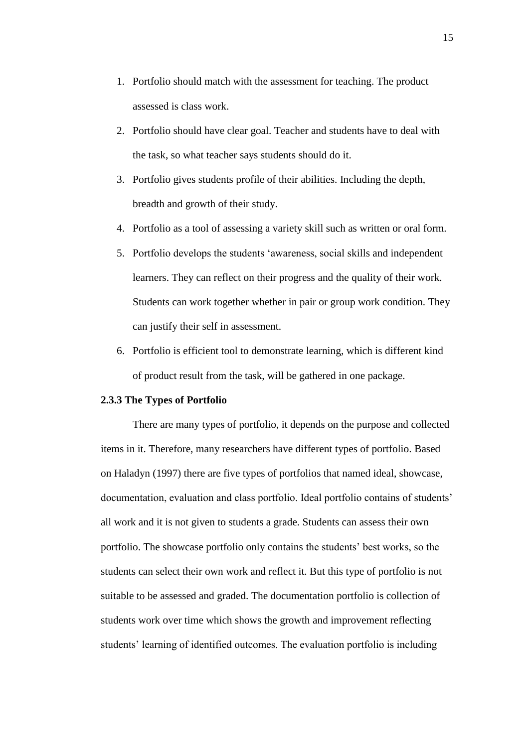1. Portfolio should match with the assessment for teaching. The product assessed is class work.
2. Portfolio should have clear goal. Teacher and students have to deal with the task, so what teacher says students should do it.
3. Portfolio gives students profile of their abilities. Including the depth, breadth and growth of their study.
4. Portfolio as a tool of assessing a variety skill such as written or oral form.
5. Portfolio develops the students 'awareness, social skills and independent learners. They can reflect on their progress and the quality of their work. Students can work together whether in pair or group work condition. They can justify their self in assessment.
6. Portfolio is efficient tool to demonstrate learning, which is different kind of product result from the task, will be gathered in one package.

### 2.3.3 The Types of Portfolio

There are many types of portfolio, it depends on the purpose and collected items in it. Therefore, many researchers have different types of portfolio. Based on Haladyn (1997) there are five types of portfolios that named ideal, showcase, documentation, evaluation and class portfolio. Ideal portfolio contains of students' all work and it is not given to students a grade. Students can assess their own portfolio. The showcase portfolio only contains the students' best works, so the students can select their own work and reflect it. But this type of portfolio is not suitable to be assessed and graded. The documentation portfolio is collection of students work over time which shows the growth and improvement reflecting students' learning of identified outcomes. The evaluation portfolio is including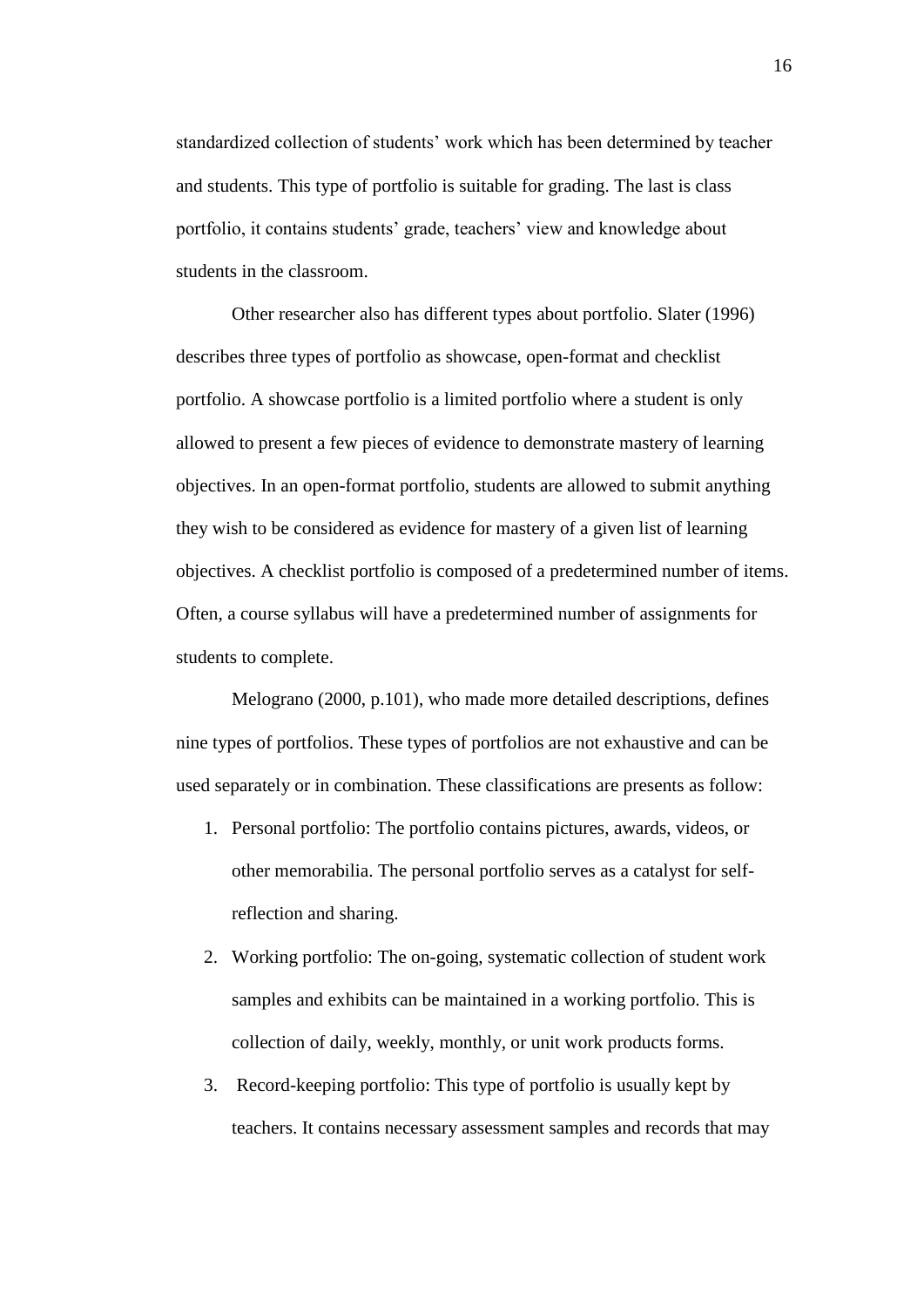standardized collection of students' work which has been determined by teacher and students. This type of portfolio is suitable for grading. The last is class portfolio, it contains students' grade, teachers' view and knowledge about students in the classroom.

Other researcher also has different types about portfolio. Slater (1996) describes three types of portfolio as showcase, open-format and checklist portfolio. A showcase portfolio is a limited portfolio where a student is only allowed to present a few pieces of evidence to demonstrate mastery of learning objectives. In an open-format portfolio, students are allowed to submit anything they wish to be considered as evidence for mastery of a given list of learning objectives. A checklist portfolio is composed of a predetermined number of items. Often, a course syllabus will have a predetermined number of assignments for students to complete.

Melograno (2000, p.101), who made more detailed descriptions, defines nine types of portfolios. These types of portfolios are not exhaustive and can be used separately or in combination. These classifications are presents as follow:

1. Personal portfolio: The portfolio contains pictures, awards, videos, or other memorabilia. The personal portfolio serves as a catalyst for self-reflection and sharing.
2. Working portfolio: The on-going, systematic collection of student work samples and exhibits can be maintained in a working portfolio. This is collection of daily, weekly, monthly, or unit work products forms.
3. Record-keeping portfolio: This type of portfolio is usually kept by teachers. It contains necessary assessment samples and records that may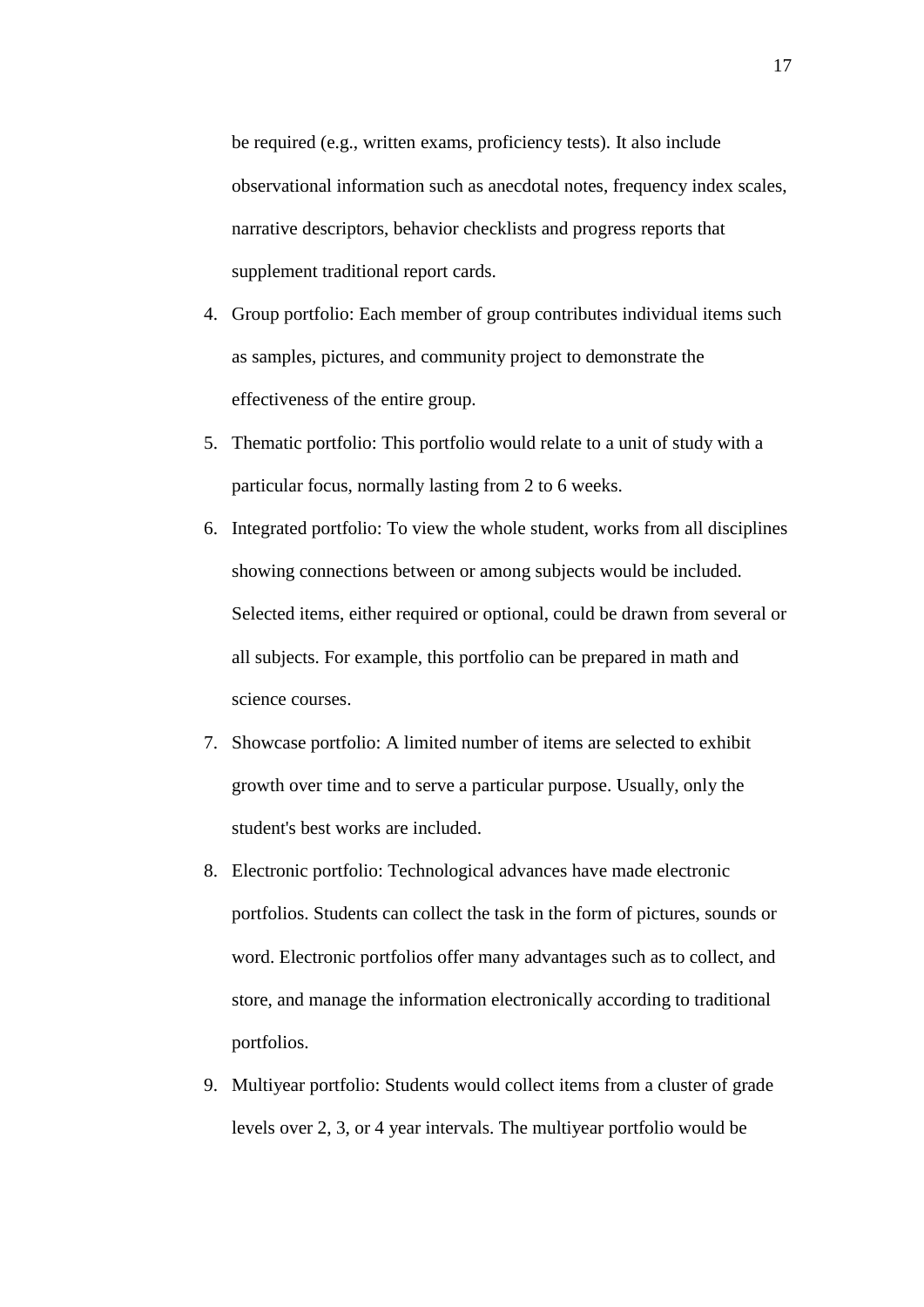be required (e.g., written exams, proficiency tests). It also include observational information such as anecdotal notes, frequency index scales, narrative descriptors, behavior checklists and progress reports that supplement traditional report cards.

4. Group portfolio: Each member of group contributes individual items such as samples, pictures, and community project to demonstrate the effectiveness of the entire group.
5. Thematic portfolio: This portfolio would relate to a unit of study with a particular focus, normally lasting from 2 to 6 weeks.
6. Integrated portfolio: To view the whole student, works from all disciplines showing connections between or among subjects would be included. Selected items, either required or optional, could be drawn from several or all subjects. For example, this portfolio can be prepared in math and science courses.
7. Showcase portfolio: A limited number of items are selected to exhibit growth over time and to serve a particular purpose. Usually, only the student's best works are included.
8. Electronic portfolio: Technological advances have made electronic portfolios. Students can collect the task in the form of pictures, sounds or word. Electronic portfolios offer many advantages such as to collect, and store, and manage the information electronically according to traditional portfolios.
9. Multiyear portfolio: Students would collect items from a cluster of grade levels over 2, 3, or 4 year intervals. The multiyear portfolio would be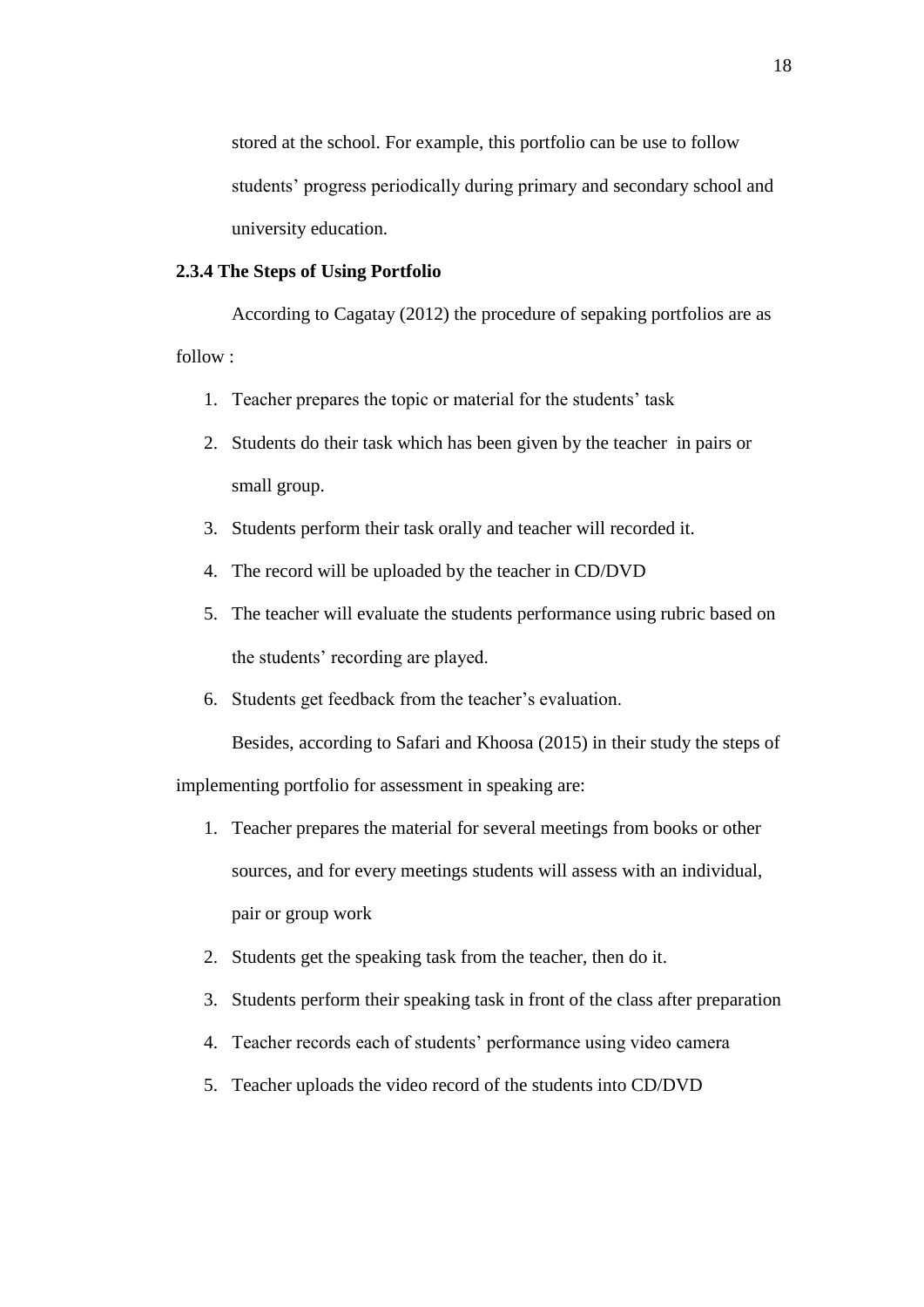stored at the school. For example, this portfolio can be use to follow students' progress periodically during primary and secondary school and university education.

### 2.3.4 The Steps of Using Portfolio

According to Cagatay (2012) the procedure of sepaking portfolios are as follow :

1. Teacher prepares the topic or material for the students' task
2. Students do their task which has been given by the teacher in pairs or small group.
3. Students perform their task orally and teacher will recorded it.
4. The record will be uploaded by the teacher in CD/DVD
5. The teacher will evaluate the students performance using rubric based on the students' recording are played.
6. Students get feedback from the teacher's evaluation.

Besides, according to Safari and Khoosa (2015) in their study the steps of implementing portfolio for assessment in speaking are:

1. Teacher prepares the material for several meetings from books or other sources, and for every meetings students will assess with an individual, pair or group work
2. Students get the speaking task from the teacher, then do it.
3. Students perform their speaking task in front of the class after preparation
4. Teacher records each of students' performance using video camera
5. Teacher uploads the video record of the students into CD/DVD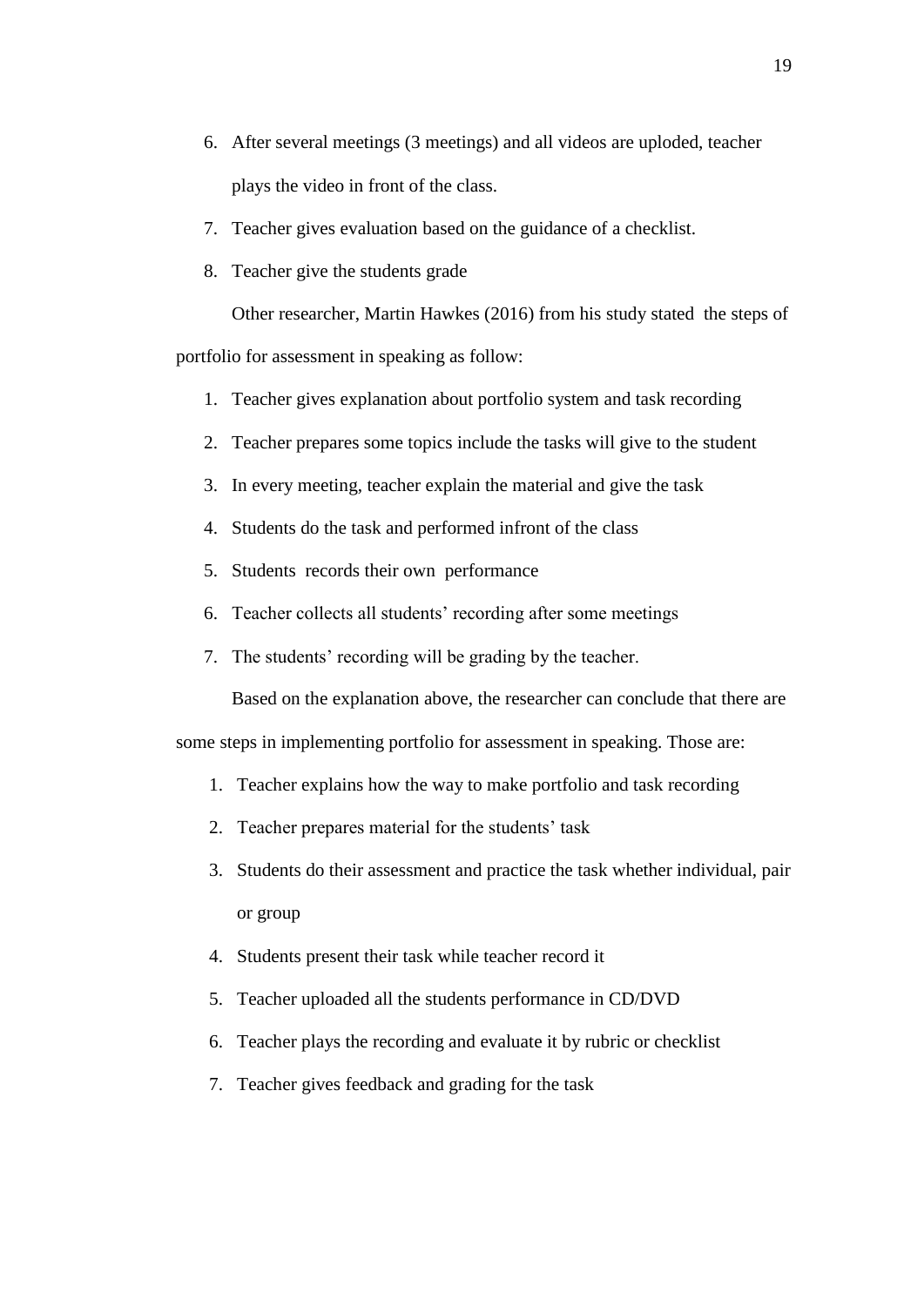6. After several meetings (3 meetings) and all videos are uploded, teacher plays the video in front of the class.
7. Teacher gives evaluation based on the guidance of a checklist.
8. Teacher give the students grade

Other researcher, Martin Hawkes (2016) from his study stated the steps of portfolio for assessment in speaking as follow:

1. Teacher gives explanation about portfolio system and task recording
2. Teacher prepares some topics include the tasks will give to the student
3. In every meeting, teacher explain the material and give the task
4. Students do the task and performed infront of the class
5. Students records their own performance
6. Teacher collects all students' recording after some meetings
7. The students' recording will be grading by the teacher.

Based on the explanation above, the researcher can conclude that there are some steps in implementing portfolio for assessment in speaking. Those are:

1. Teacher explains how the way to make portfolio and task recording
2. Teacher prepares material for the students' task
3. Students do their assessment and practice the task whether individual, pair or group
4. Students present their task while teacher record it
5. Teacher uploaded all the students performance in CD/DVD
6. Teacher plays the recording and evaluate it by rubric or checklist
7. Teacher gives feedback and grading for the task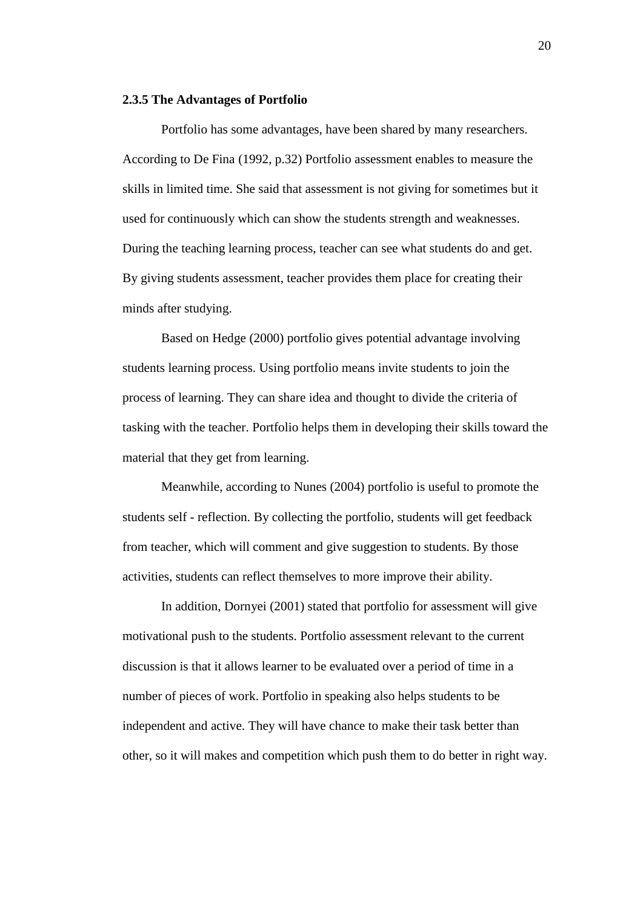### 2.3.5 The Advantages of Portfolio

Portfolio has some advantages, have been shared by many researchers. According to De Fina (1992, p.32) Portfolio assessment enables to measure the skills in limited time. She said that assessment is not giving for sometimes but it used for continuously which can show the students strength and weaknesses. During the teaching learning process, teacher can see what students do and get. By giving students assessment, teacher provides them place for creating their minds after studying.

Based on Hedge (2000) portfolio gives potential advantage involving students learning process. Using portfolio means invite students to join the process of learning. They can share idea and thought to divide the criteria of tasking with the teacher. Portfolio helps them in developing their skills toward the material that they get from learning.

Meanwhile, according to Nunes (2004) portfolio is useful to promote the students self - reflection. By collecting the portfolio, students will get feedback from teacher, which will comment and give suggestion to students. By those activities, students can reflect themselves to more improve their ability.

In addition, Dornyei (2001) stated that portfolio for assessment will give motivational push to the students. Portfolio assessment relevant to the current discussion is that it allows learner to be evaluated over a period of time in a number of pieces of work. Portfolio in speaking also helps students to be independent and active. They will have chance to make their task better than other, so it will makes and competition which push them to do better in right way.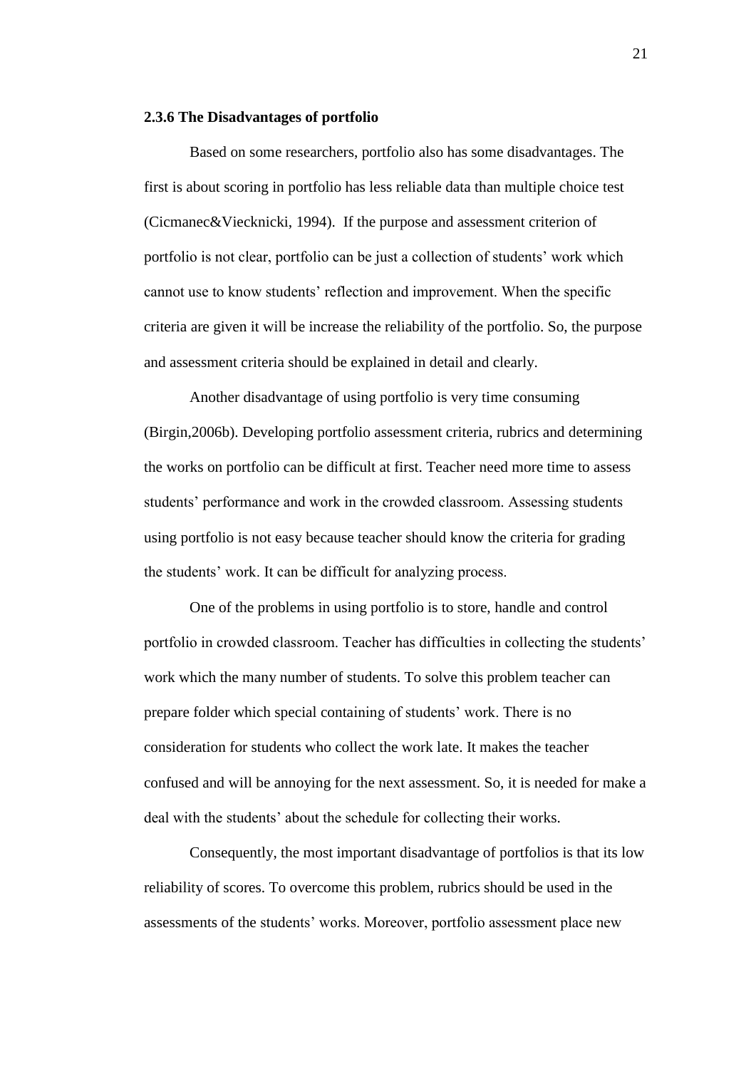### 2.3.6 The Disadvantages of portfolio

Based on some researchers, portfolio also has some disadvantages. The first is about scoring in portfolio has less reliable data than multiple choice test (Cicmanec&Viecknicki, 1994). If the purpose and assessment criterion of portfolio is not clear, portfolio can be just a collection of students' work which cannot use to know students' reflection and improvement. When the specific criteria are given it will be increase the reliability of the portfolio. So, the purpose and assessment criteria should be explained in detail and clearly.

Another disadvantage of using portfolio is very time consuming (Birgin,2006b). Developing portfolio assessment criteria, rubrics and determining the works on portfolio can be difficult at first. Teacher need more time to assess students' performance and work in the crowded classroom. Assessing students using portfolio is not easy because teacher should know the criteria for grading the students' work. It can be difficult for analyzing process.

One of the problems in using portfolio is to store, handle and control portfolio in crowded classroom. Teacher has difficulties in collecting the students' work which the many number of students. To solve this problem teacher can prepare folder which special containing of students' work. There is no consideration for students who collect the work late. It makes the teacher confused and will be annoying for the next assessment. So, it is needed for make a deal with the students' about the schedule for collecting their works.

Consequently, the most important disadvantage of portfolios is that its low reliability of scores. To overcome this problem, rubrics should be used in the assessments of the students' works. Moreover, portfolio assessment place new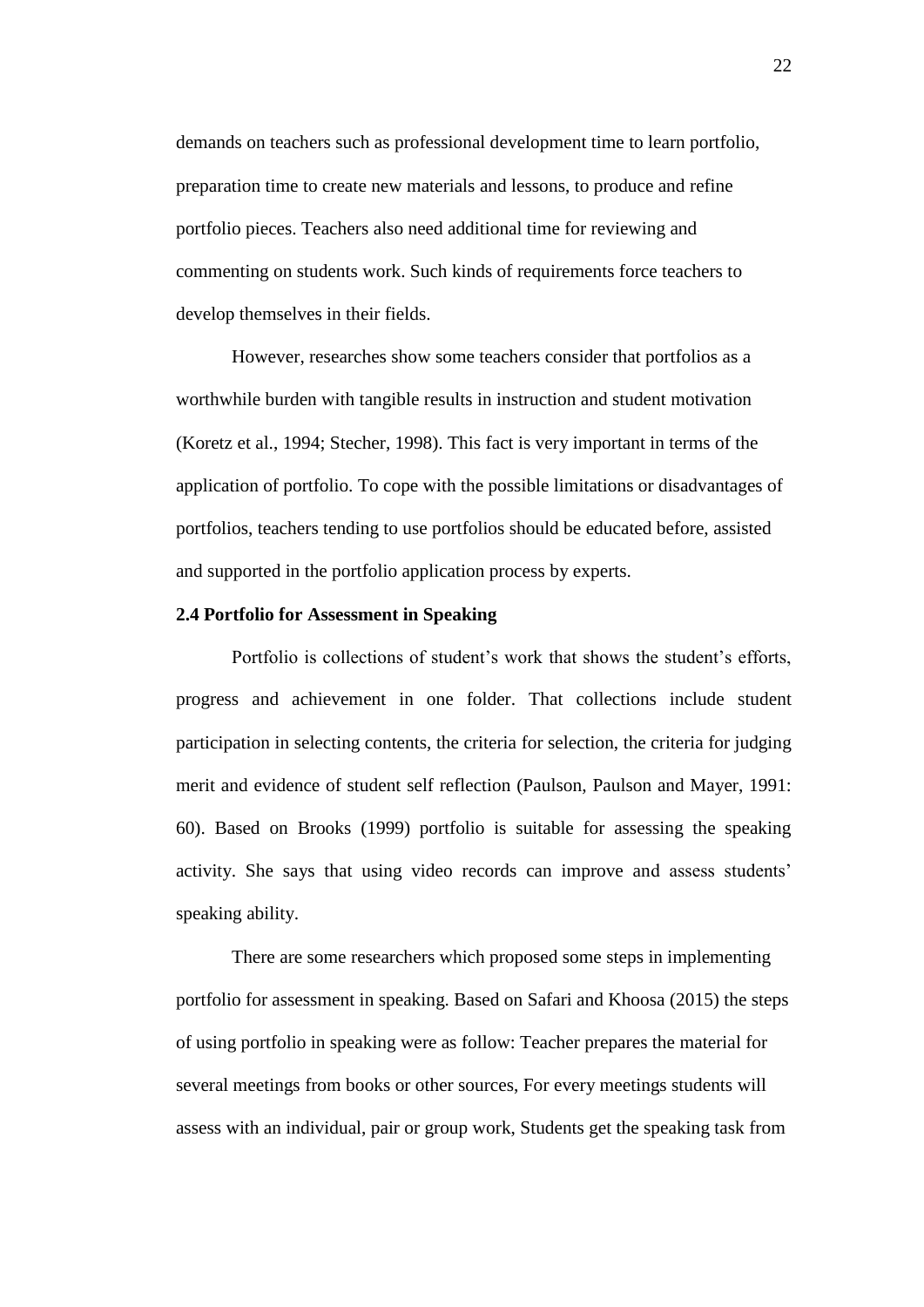demands on teachers such as professional development time to learn portfolio, preparation time to create new materials and lessons, to produce and refine portfolio pieces. Teachers also need additional time for reviewing and commenting on students work. Such kinds of requirements force teachers to develop themselves in their fields.

However, researches show some teachers consider that portfolios as a worthwhile burden with tangible results in instruction and student motivation (Koretz et al., 1994; Stecher, 1998). This fact is very important in terms of the application of portfolio. To cope with the possible limitations or disadvantages of portfolios, teachers tending to use portfolios should be educated before, assisted and supported in the portfolio application process by experts.

**2.4 Portfolio for Assessment in Speaking**

Portfolio is collections of student's work that shows the student's efforts, progress and achievement in one folder. That collections include student participation in selecting contents, the criteria for selection, the criteria for judging merit and evidence of student self reflection (Paulson, Paulson and Mayer, 1991: 60). Based on Brooks (1999) portfolio is suitable for assessing the speaking activity. She says that using video records can improve and assess students' speaking ability.

There are some researchers which proposed some steps in implementing portfolio for assessment in speaking. Based on Safari and Khoosa (2015) the steps of using portfolio in speaking were as follow: Teacher prepares the material for several meetings from books or other sources, For every meetings students will assess with an individual, pair or group work, Students get the speaking task from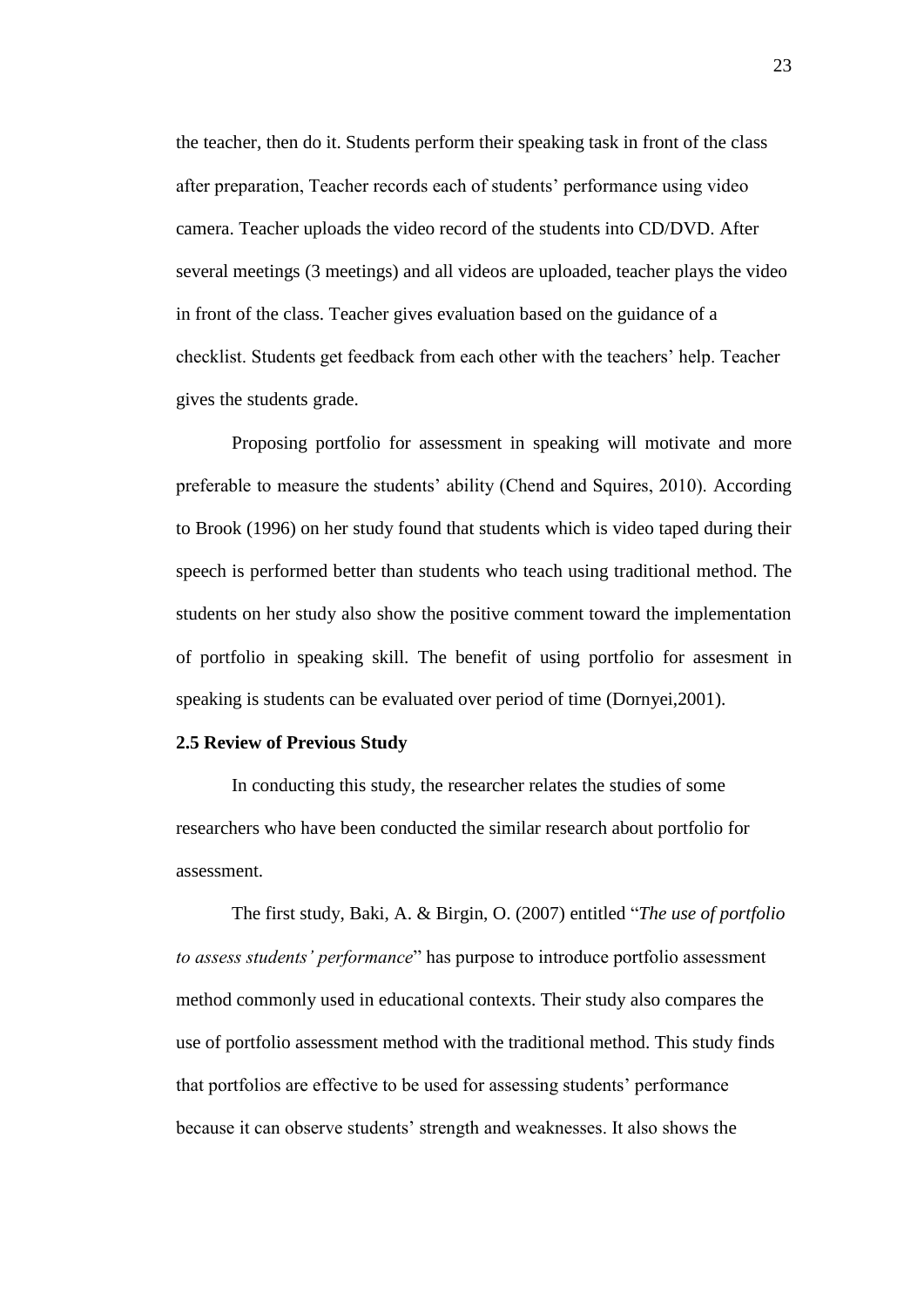the teacher, then do it. Students perform their speaking task in front of the class after preparation, Teacher records each of students' performance using video camera. Teacher uploads the video record of the students into CD/DVD. After several meetings (3 meetings) and all videos are uploaded, teacher plays the video in front of the class. Teacher gives evaluation based on the guidance of a checklist. Students get feedback from each other with the teachers' help. Teacher gives the students grade.

Proposing portfolio for assessment in speaking will motivate and more preferable to measure the students' ability (Chend and Squires, 2010). According to Brook (1996) on her study found that students which is video taped during their speech is performed better than students who teach using traditional method. The students on her study also show the positive comment toward the implementation of portfolio in speaking skill. The benefit of using portfolio for assesment in speaking is students can be evaluated over period of time (Dornyei,2001).

**2.5 Review of Previous Study**

In conducting this study, the researcher relates the studies of some researchers who have been conducted the similar research about portfolio for assessment.

The first study, Baki, A. & Birgin, O. (2007) entitled "*The use of portfolio to assess students' performance*" has purpose to introduce portfolio assessment method commonly used in educational contexts. Their study also compares the use of portfolio assessment method with the traditional method. This study finds that portfolios are effective to be used for assessing students' performance because it can observe students' strength and weaknesses. It also shows the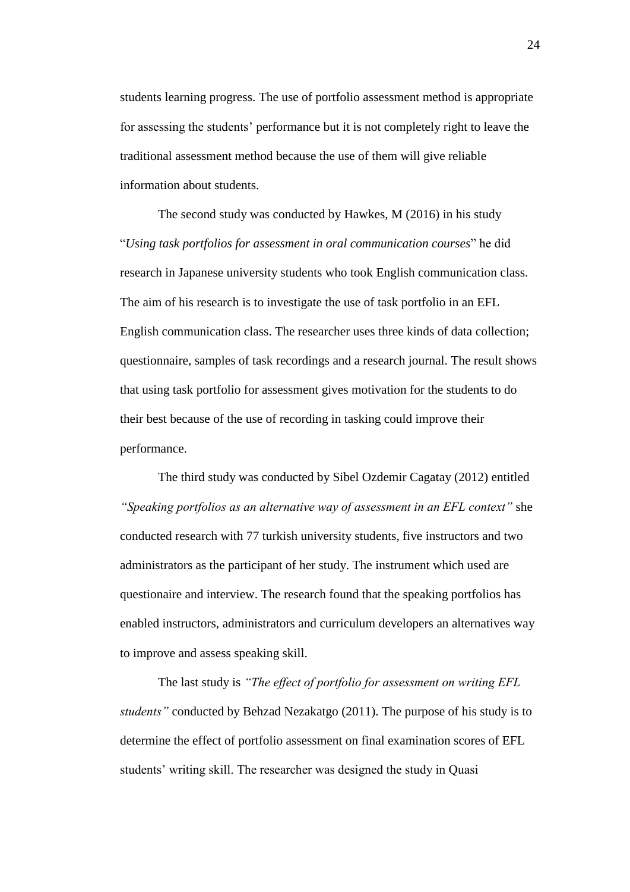students learning progress. The use of portfolio assessment method is appropriate for assessing the students' performance but it is not completely right to leave the traditional assessment method because the use of them will give reliable information about students.

The second study was conducted by Hawkes, M (2016) in his study "*Using task portfolios for assessment in oral communication courses*" he did research in Japanese university students who took English communication class. The aim of his research is to investigate the use of task portfolio in an EFL English communication class. The researcher uses three kinds of data collection; questionnaire, samples of task recordings and a research journal. The result shows that using task portfolio for assessment gives motivation for the students to do their best because of the use of recording in tasking could improve their performance.

The third study was conducted by Sibel Ozdemir Cagatay (2012) entitled *"Speaking portfolios as an alternative way of assessment in an EFL context"* she conducted research with 77 turkish university students, five instructors and two administrators as the participant of her study. The instrument which used are questionaire and interview. The research found that the speaking portfolios has enabled instructors, administrators and curriculum developers an alternatives way to improve and assess speaking skill.

The last study is *"The effect of portfolio for assessment on writing EFL students"* conducted by Behzad Nezakatgo (2011). The purpose of his study is to determine the effect of portfolio assessment on final examination scores of EFL students' writing skill. The researcher was designed the study in Quasi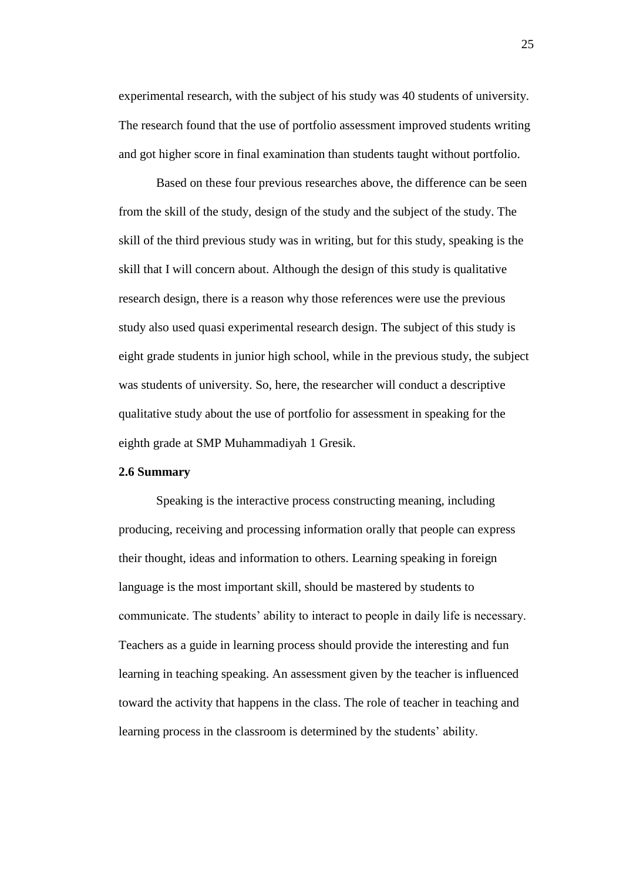experimental research, with the subject of his study was 40 students of university. The research found that the use of portfolio assessment improved students writing and got higher score in final examination than students taught without portfolio.

Based on these four previous researches above, the difference can be seen from the skill of the study, design of the study and the subject of the study. The skill of the third previous study was in writing, but for this study, speaking is the skill that I will concern about. Although the design of this study is qualitative research design, there is a reason why those references were use the previous study also used quasi experimental research design. The subject of this study is eight grade students in junior high school, while in the previous study, the subject was students of university. So, here, the researcher will conduct a descriptive qualitative study about the use of portfolio for assessment in speaking for the eighth grade at SMP Muhammadiyah 1 Gresik.

**2.6 Summary**

Speaking is the interactive process constructing meaning, including producing, receiving and processing information orally that people can express their thought, ideas and information to others. Learning speaking in foreign language is the most important skill, should be mastered by students to communicate. The students' ability to interact to people in daily life is necessary. Teachers as a guide in learning process should provide the interesting and fun learning in teaching speaking. An assessment given by the teacher is influenced toward the activity that happens in the class. The role of teacher in teaching and learning process in the classroom is determined by the students' ability.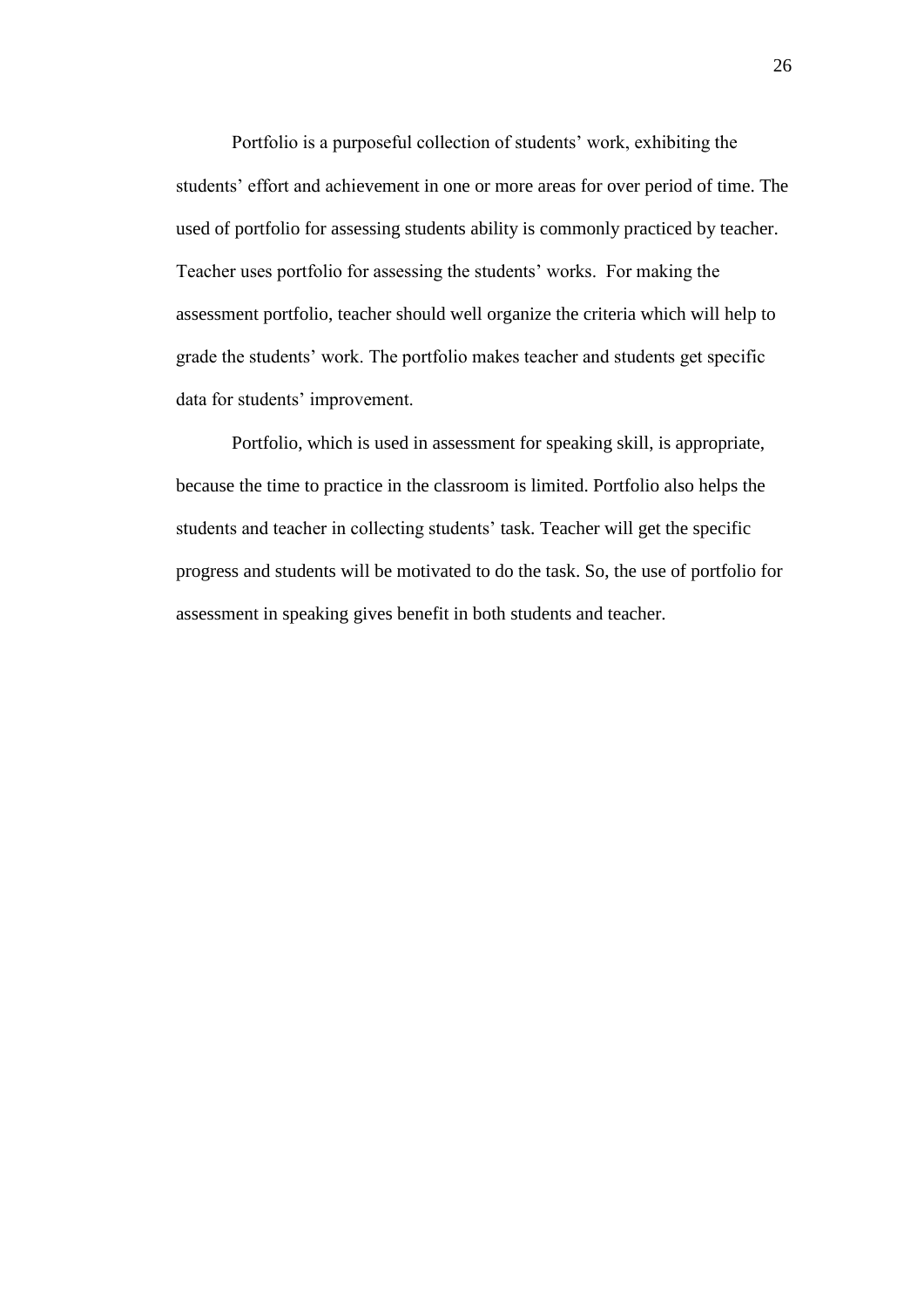Portfolio is a purposeful collection of students' work, exhibiting the students' effort and achievement in one or more areas for over period of time. The used of portfolio for assessing students ability is commonly practiced by teacher. Teacher uses portfolio for assessing the students' works. For making the assessment portfolio, teacher should well organize the criteria which will help to grade the students' work. The portfolio makes teacher and students get specific data for students' improvement.

Portfolio, which is used in assessment for speaking skill, is appropriate, because the time to practice in the classroom is limited. Portfolio also helps the students and teacher in collecting students' task. Teacher will get the specific progress and students will be motivated to do the task. So, the use of portfolio for assessment in speaking gives benefit in both students and teacher.